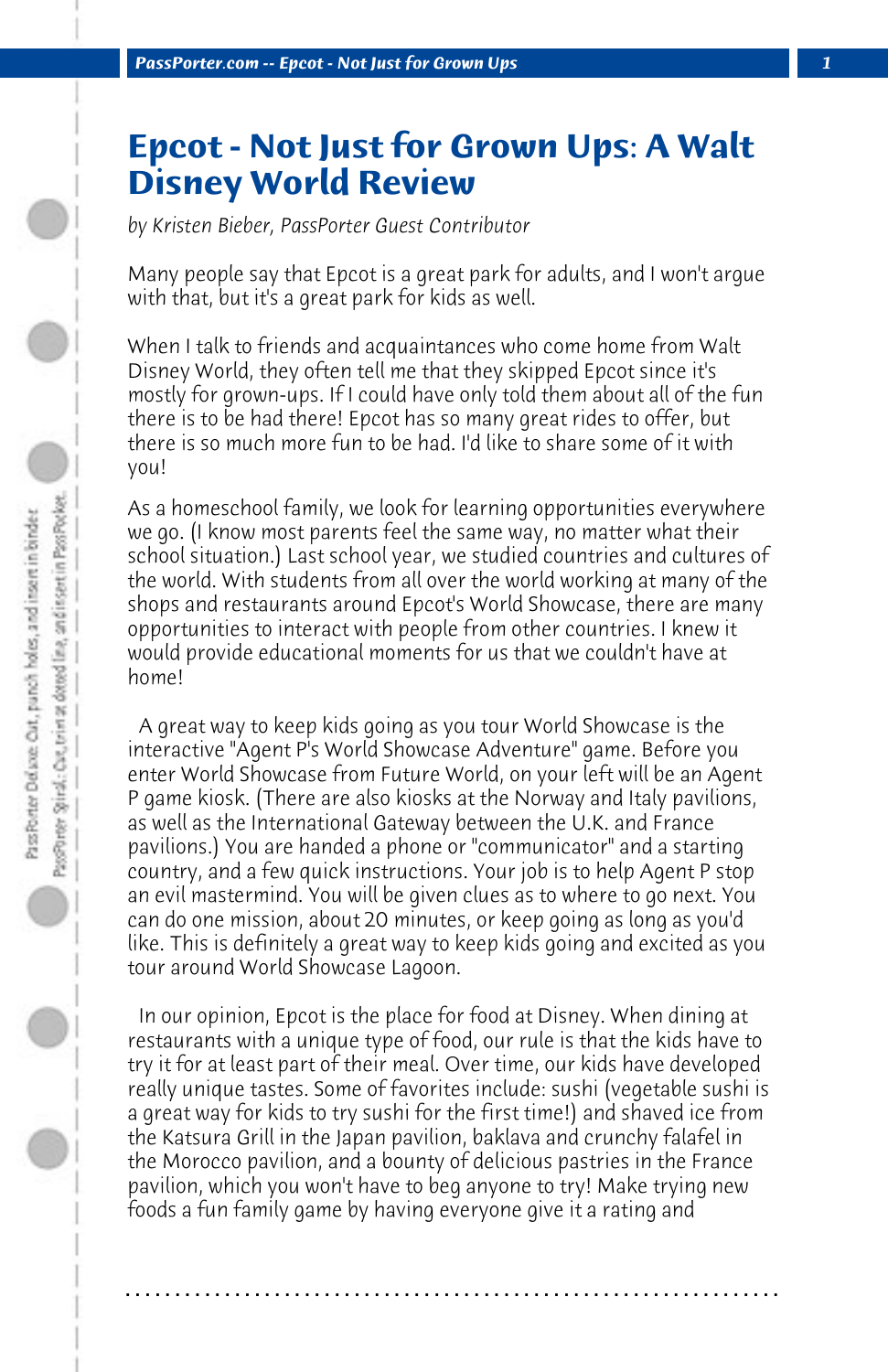# Epcot - Not Just for Grown Ups: A Walt Disney World Review

*by Kristen Bieber, PassPorter Guest Contributor*

Many people say that Epcot is a great park for adults, and I won't argue with that, but it's a great park for kids as well.

When I talk to friends and acquaintances who come home from Walt Disney World, they often tell me that they skipped Epcot since it's mostly for grown-ups. If I could have only told them about all of the fun there is to be had there! Epcot has so many great rides to offer, but there is so much more fun to be had. I'd like to share some of it with you!

As a homeschool family, we look for learning opportunities everywhere we go. (I know most parents feel the same way, no matter what their school situation.) Last school year, we studied countries and cultures of the world. With students from all over the world working at many of the shops and restaurants around Epcot's World Showcase, there are many opportunities to interact with people from other countries. I knew it would provide educational moments for us that we couldn't have at home!

A great way to keep kids going as you tour World Showcase is the interactive "Agent P's World Showcase Adventure" game. Before you enter World Showcase from Future World, on your left will be an Agent P game kiosk. (There are also kiosks at the Norway and Italy pavilions, as well as the International Gateway between the U.K. and France pavilions.) You are handed a phone or "communicator" and a starting country, and a few quick instructions. Your job is to help Agent P stop an evil mastermind. You will be given clues as to where to go next. You can do one mission, about 20 minutes, or keep going as long as you'd like. This is definitely a great way to keep kids going and excited as you tour around World Showcase Lagoon.

In our opinion, Epcot is the place for food at Disney. When dining at restaurants with a unique type of food, our rule is that the kids have to try it for at least part of their meal. Over time, our kids have developed really unique tastes. Some of favorites include: sushi (vegetable sushi is a great way for kids to try sushi for the first time!) and shaved ice from the Katsura Grill in the Japan pavilion, baklava and crunchy falafel in the Morocco pavilion, and a bounty of delicious pastries in the France pavilion, which you won't have to beg anyone to try! Make trying new foods a fun family game by having everyone give it a rating and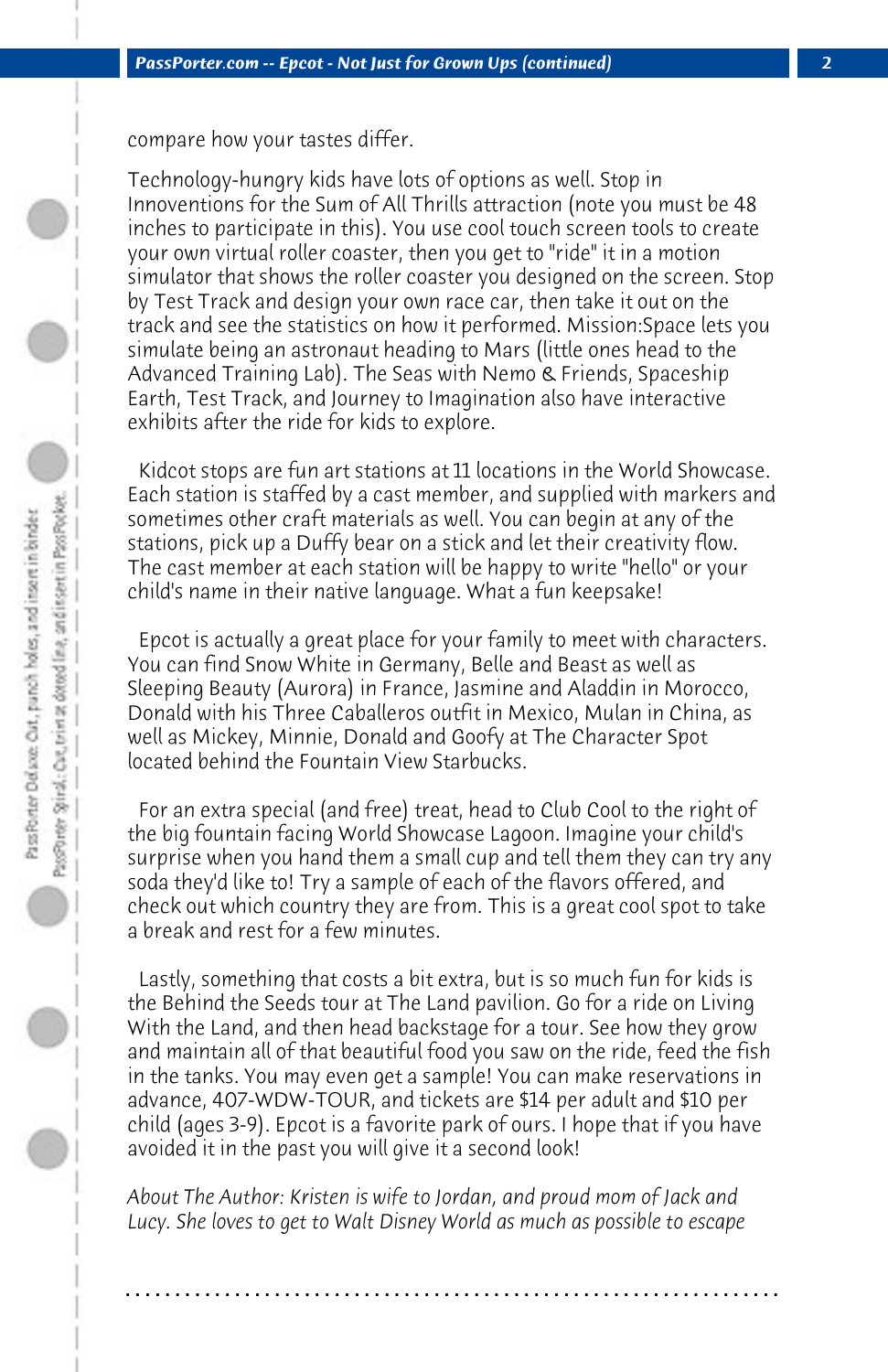compare how your tastes differ.

Technology-hungry kids have lots of options as well. Stop in Innoventions for the Sum of All Thrills attraction (note you must be 48 inches to participate in this). You use cool touch screen tools to create your own virtual roller coaster, then you get to "ride" it in a motion simulator that shows the roller coaster you designed on the screen. Stop by Test Track and design your own race car, then take it out on the track and see the statistics on how it performed. Mission:Space lets you simulate being an astronaut heading to Mars (little ones head to the Advanced Training Lab). The Seas with Nemo & Friends, Spaceship Earth, Test Track, and Journey to Imagination also have interactive exhibits after the ride for kids to explore.

Kidcot stops are fun art stations at 11 locations in the World Showcase. Each station is staffed by a cast member, and supplied with markers and sometimes other craft materials as well. You can begin at any of the stations, pick up a Duffy bear on a stick and let their creativity flow. The cast member at each station will be happy to write "hello" or your child's name in their native language. What a fun keepsake!

Epcot is actually a great place for your family to meet with characters. You can find Snow White in Germany, Belle and Beast as well as Sleeping Beauty (Aurora) in France, Jasmine and Aladdin in Morocco, Donald with his Three Caballeros outfit in Mexico, Mulan in China, as well as Mickey, Minnie, Donald and Goofy at The Character Spot located behind the Fountain View Starbucks.

For an extra special (and free) treat, head to Club Cool to the right of the big fountain facing World Showcase Lagoon. Imagine your child's surprise when you hand them a small cup and tell them they can try any soda they'd like to! Try a sample of each of the flavors offered, and check out which country they are from. This is a great cool spot to take a break and rest for a few minutes.

Lastly, something that costs a bit extra, but is so much fun for kids is the Behind the Seeds tour at The Land pavilion. Go for a ride on Living With the Land, and then head backstage for a tour. See how they grow and maintain all of that beautiful food you saw on the ride, feed the fish in the tanks. You may even get a sample! You can make reservations in advance, 407-WDW-TOUR, and tickets are $14 per adult and $10 per child (ages 3-9). Epcot is a favorite park of ours. I hope that if you have avoided it in the past you will give it a second look!

*About The Author: Kristen is wife to Jordan, and proud mom of Jack and Lucy. She loves to get to Walt Disney World as much as possible to escape*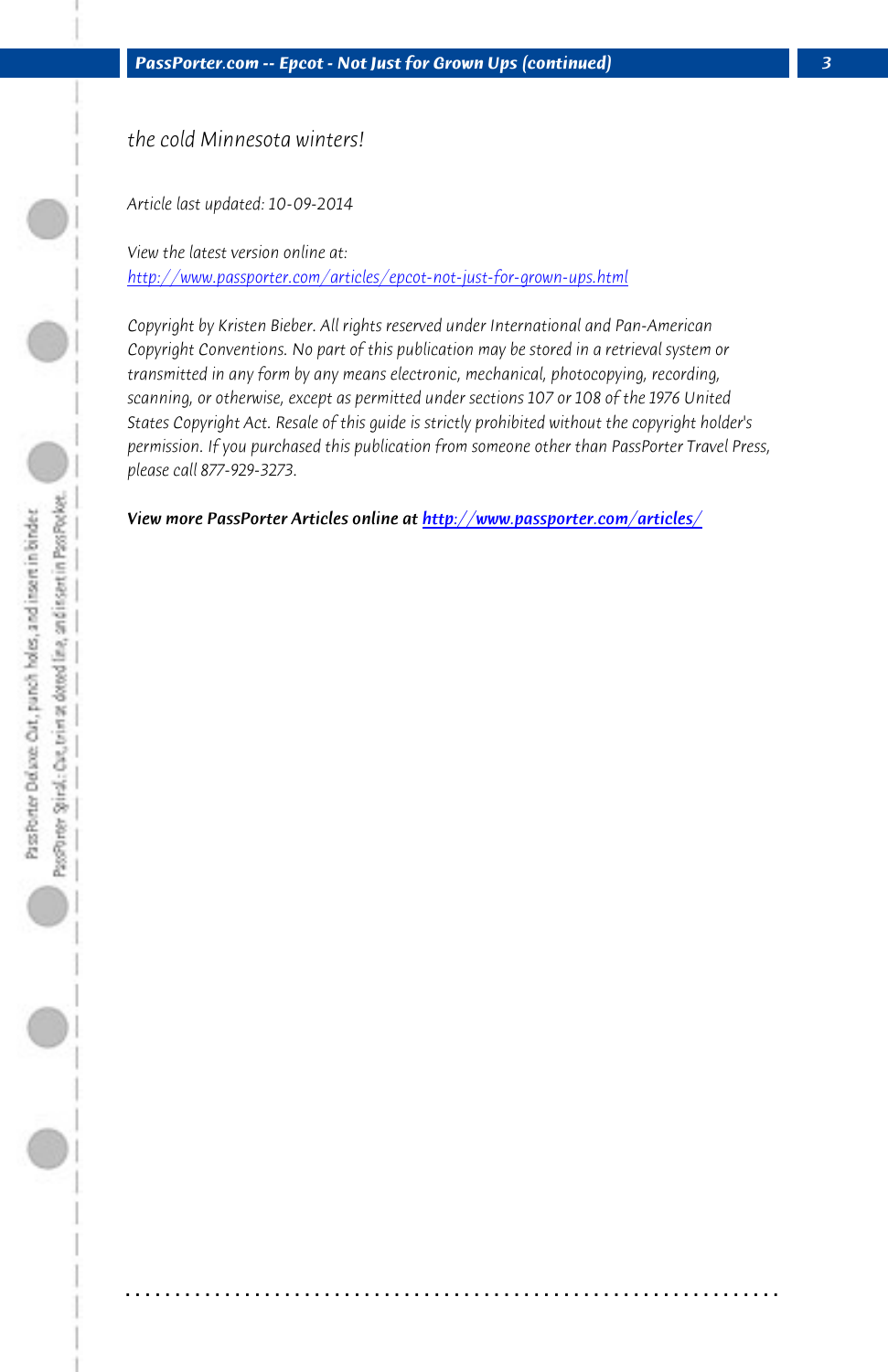*the cold Minnesota winters!*

*Article last updated: 10-09-2014*

*View the latest version online at:*
*http://www.passporter.com/articles/epcot-not-just-for-grown-ups.html*

*Copyright by Kristen Bieber. All rights reserved under International and Pan-American Copyright Conventions. No part of this publication may be stored in a retrieval system or transmitted in any form by any means electronic, mechanical, photocopying, recording, scanning, or otherwise, except as permitted under sections 107 or 108 of the 1976 United States Copyright Act. Resale of this guide is strictly prohibited without the copyright holder's permission. If you purchased this publication from someone other than PassPorter Travel Press, please call 877-929-3273.*

***View more PassPorter Articles online at http://www.passporter.com/articles/***